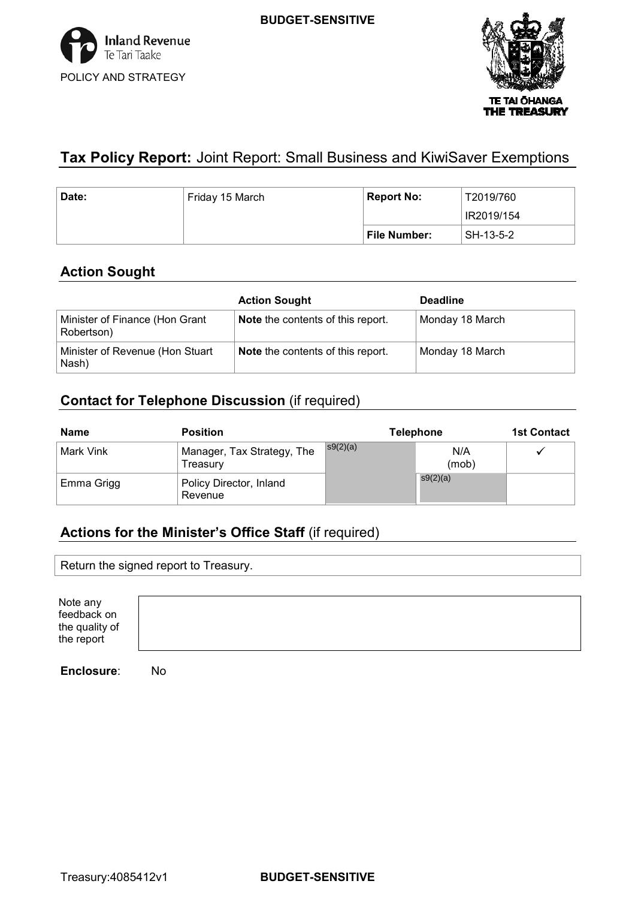BUDGET-SENSITIVE

Inland Revenue
Te Tari Taake

POLICY AND STRATEGY

TE TAI ŌHANGA
THE TREASURY

## **Tax Policy Report:** Joint Report: Small Business and KiwiSaver Exemptions

| **Date:** | Friday 15 March | **Report No:** | T2019/760<br>IR2019/154 |
|---|---|---|---|
| | | **File Number:** | SH-13-5-2 |

## Action Sought

| | **Action Sought** | **Deadline** |
|---|---|---|
| Minister of Finance (Hon Grant Robertson) | **Note** the contents of this report. | Monday 18 March |
| Minister of Revenue (Hon Stuart Nash) | **Note** the contents of this report. | Monday 18 March |

## **Contact for Telephone Discussion** (if required)

| **Name** | **Position** | **Telephone** | | **1st Contact** |
|---|---|---|---|---|
| Mark Vink | Manager, Tax Strategy, The Treasury | s9(2)(a) | N/A (mob) | ✓ |
| Emma Grigg | Policy Director, Inland Revenue | | s9(2)(a) | |

## **Actions for the Minister's Office Staff** (if required)

Return the signed report to Treasury.

Note any feedback on the quality of the report

**Enclosure**: No

BUDGET-SENSITIVE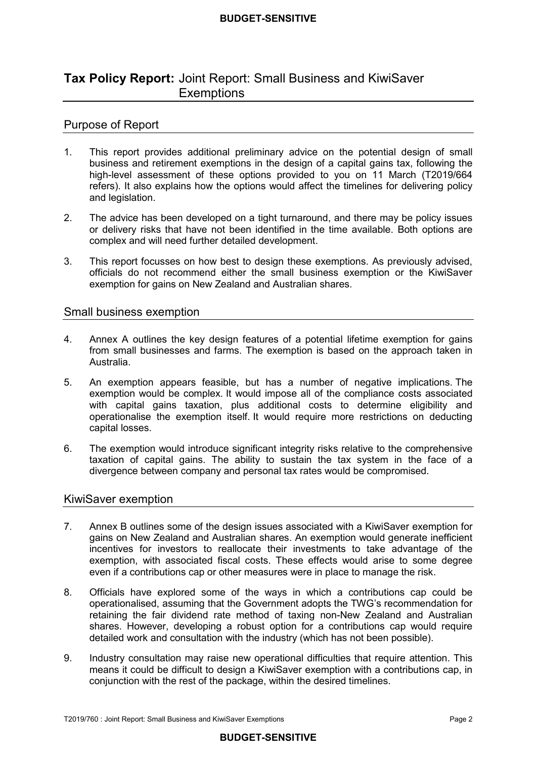# Tax Policy Report: Joint Report: Small Business and KiwiSaver Exemptions

## Purpose of Report

1. This report provides additional preliminary advice on the potential design of small business and retirement exemptions in the design of a capital gains tax, following the high-level assessment of these options provided to you on 11 March (T2019/664 refers). It also explains how the options would affect the timelines for delivering policy and legislation.

2. The advice has been developed on a tight turnaround, and there may be policy issues or delivery risks that have not been identified in the time available. Both options are complex and will need further detailed development.

3. This report focusses on how best to design these exemptions. As previously advised, officials do not recommend either the small business exemption or the KiwiSaver exemption for gains on New Zealand and Australian shares.

## Small business exemption

4. Annex A outlines the key design features of a potential lifetime exemption for gains from small businesses and farms. The exemption is based on the approach taken in Australia.

5. An exemption appears feasible, but has a number of negative implications. The exemption would be complex. It would impose all of the compliance costs associated with capital gains taxation, plus additional costs to determine eligibility and operationalise the exemption itself. It would require more restrictions on deducting capital losses.

6. The exemption would introduce significant integrity risks relative to the comprehensive taxation of capital gains. The ability to sustain the tax system in the face of a divergence between company and personal tax rates would be compromised.

## KiwiSaver exemption

7. Annex B outlines some of the design issues associated with a KiwiSaver exemption for gains on New Zealand and Australian shares. An exemption would generate inefficient incentives for investors to reallocate their investments to take advantage of the exemption, with associated fiscal costs. These effects would arise to some degree even if a contributions cap or other measures were in place to manage the risk.

8. Officials have explored some of the ways in which a contributions cap could be operationalised, assuming that the Government adopts the TWG's recommendation for retaining the fair dividend rate method of taxing non-New Zealand and Australian shares. However, developing a robust option for a contributions cap would require detailed work and consultation with the industry (which has not been possible).

9. Industry consultation may raise new operational difficulties that require attention. This means it could be difficult to design a KiwiSaver exemption with a contributions cap, in conjunction with the rest of the package, within the desired timelines.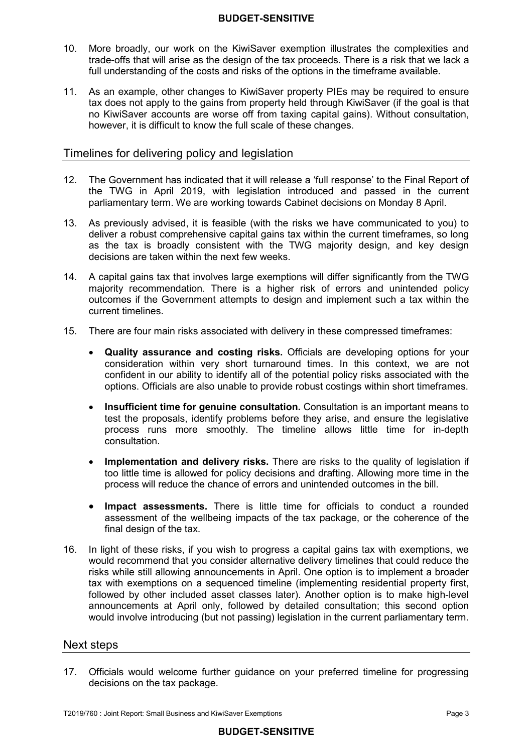10. More broadly, our work on the KiwiSaver exemption illustrates the complexities and trade-offs that will arise as the design of the tax proceeds. There is a risk that we lack a full understanding of the costs and risks of the options in the timeframe available.

11. As an example, other changes to KiwiSaver property PIEs may be required to ensure tax does not apply to the gains from property held through KiwiSaver (if the goal is that no KiwiSaver accounts are worse off from taxing capital gains). Without consultation, however, it is difficult to know the full scale of these changes.

## Timelines for delivering policy and legislation

12. The Government has indicated that it will release a 'full response' to the Final Report of the TWG in April 2019, with legislation introduced and passed in the current parliamentary term. We are working towards Cabinet decisions on Monday 8 April.

13. As previously advised, it is feasible (with the risks we have communicated to you) to deliver a robust comprehensive capital gains tax within the current timeframes, so long as the tax is broadly consistent with the TWG majority design, and key design decisions are taken within the next few weeks.

14. A capital gains tax that involves large exemptions will differ significantly from the TWG majority recommendation. There is a higher risk of errors and unintended policy outcomes if the Government attempts to design and implement such a tax within the current timelines.

15. There are four main risks associated with delivery in these compressed timeframes:

    - **Quality assurance and costing risks.** Officials are developing options for your consideration within very short turnaround times. In this context, we are not confident in our ability to identify all of the potential policy risks associated with the options. Officials are also unable to provide robust costings within short timeframes.
    - **Insufficient time for genuine consultation.** Consultation is an important means to test the proposals, identify problems before they arise, and ensure the legislative process runs more smoothly. The timeline allows little time for in-depth consultation.
    - **Implementation and delivery risks.** There are risks to the quality of legislation if too little time is allowed for policy decisions and drafting. Allowing more time in the process will reduce the chance of errors and unintended outcomes in the bill.
    - **Impact assessments.** There is little time for officials to conduct a rounded assessment of the wellbeing impacts of the tax package, or the coherence of the final design of the tax.

16. In light of these risks, if you wish to progress a capital gains tax with exemptions, we would recommend that you consider alternative delivery timelines that could reduce the risks while still allowing announcements in April. One option is to implement a broader tax with exemptions on a sequenced timeline (implementing residential property first, followed by other included asset classes later). Another option is to make high-level announcements at April only, followed by detailed consultation; this second option would involve introducing (but not passing) legislation in the current parliamentary term.

## Next steps

17. Officials would welcome further guidance on your preferred timeline for progressing decisions on the tax package.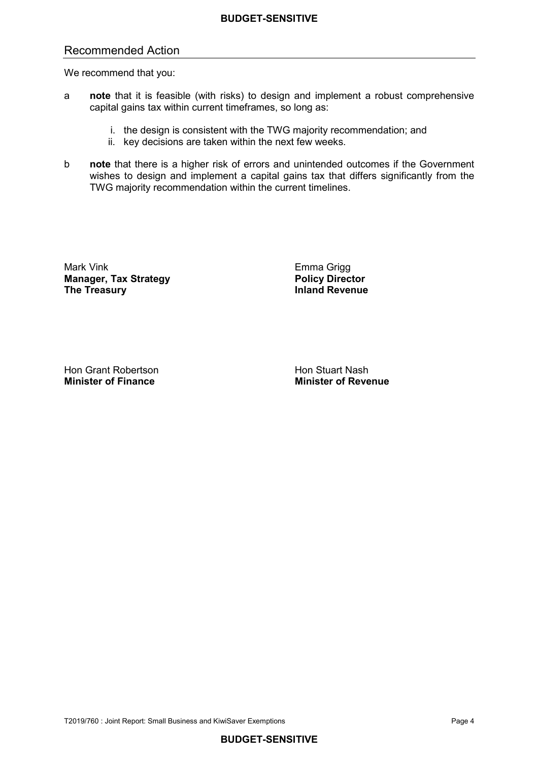## Recommended Action

We recommend that you:

a **note** that it is feasible (with risks) to design and implement a robust comprehensive capital gains tax within current timeframes, so long as:

   i. the design is consistent with the TWG majority recommendation; and
   ii. key decisions are taken within the next few weeks.

b **note** that there is a higher risk of errors and unintended outcomes if the Government wishes to design and implement a capital gains tax that differs significantly from the TWG majority recommendation within the current timelines.

Mark Vink
**Manager, Tax Strategy**
**The Treasury**

Emma Grigg
**Policy Director**
**Inland Revenue**

Hon Grant Robertson
**Minister of Finance**

Hon Stuart Nash
**Minister of Revenue**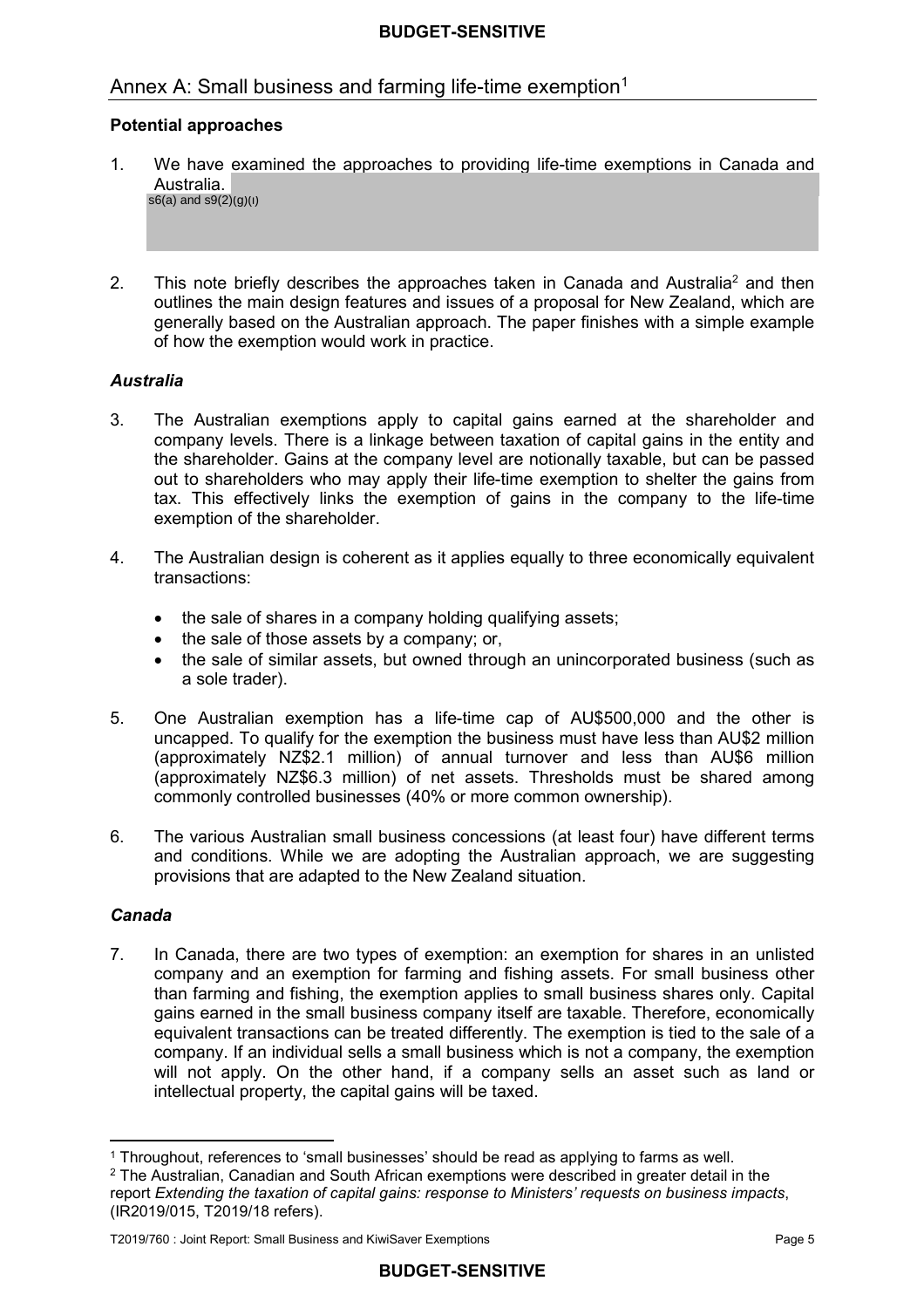## Annex A: Small business and farming life-time exemption[1]

**Potential approaches**

1. We have examined the approaches to providing life-time exemptions in Canada and Australia. s6(a) and s9(2)(g)(i)

2. This note briefly describes the approaches taken in Canada and Australia[2] and then outlines the main design features and issues of a proposal for New Zealand, which are generally based on the Australian approach. The paper finishes with a simple example of how the exemption would work in practice.

***Australia***

3. The Australian exemptions apply to capital gains earned at the shareholder and company levels. There is a linkage between taxation of capital gains in the entity and the shareholder. Gains at the company level are notionally taxable, but can be passed out to shareholders who may apply their life-time exemption to shelter the gains from tax. This effectively links the exemption of gains in the company to the life-time exemption of the shareholder.

4. The Australian design is coherent as it applies equally to three economically equivalent transactions:

   - the sale of shares in a company holding qualifying assets;
   - the sale of those assets by a company; or,
   - the sale of similar assets, but owned through an unincorporated business (such as a sole trader).

5. One Australian exemption has a life-time cap of AU$500,000 and the other is uncapped. To qualify for the exemption the business must have less than AU$2 million (approximately NZ$2.1 million) of annual turnover and less than AU$6 million (approximately NZ$6.3 million) of net assets. Thresholds must be shared among commonly controlled businesses (40% or more common ownership).

6. The various Australian small business concessions (at least four) have different terms and conditions. While we are adopting the Australian approach, we are suggesting provisions that are adapted to the New Zealand situation.

***Canada***

7. In Canada, there are two types of exemption: an exemption for shares in an unlisted company and an exemption for farming and fishing assets. For small business other than farming and fishing, the exemption applies to small business shares only. Capital gains earned in the small business company itself are taxable. Therefore, economically equivalent transactions can be treated differently. The exemption is tied to the sale of a company. If an individual sells a small business which is not a company, the exemption will not apply. On the other hand, if a company sells an asset such as land or intellectual property, the capital gains will be taxed.

---

[1] Throughout, references to 'small businesses' should be read as applying to farms as well.

[2] The Australian, Canadian and South African exemptions were described in greater detail in the report *Extending the taxation of capital gains: response to Ministers' requests on business impacts*, (IR2019/015, T2019/18 refers).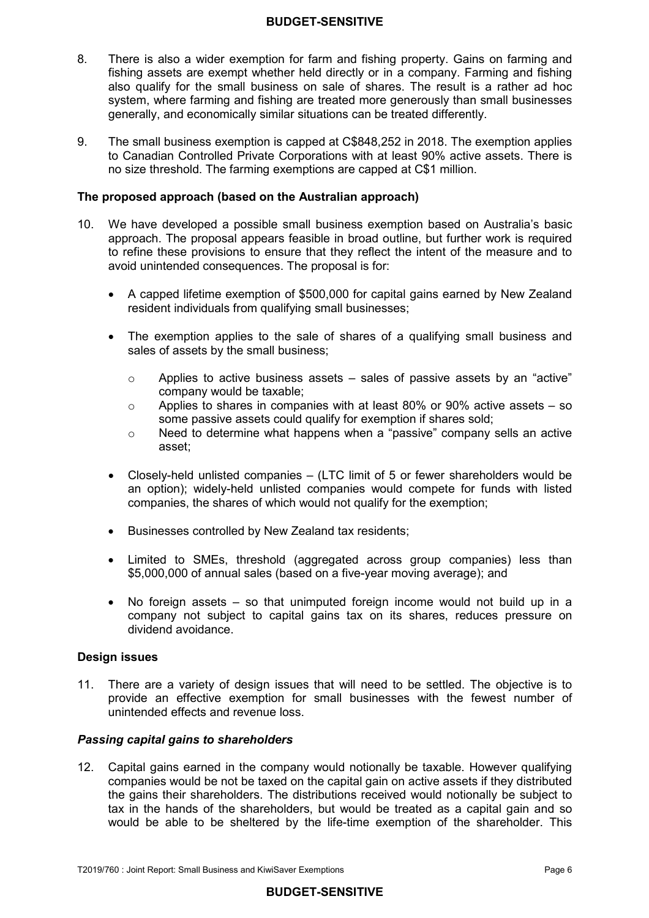8. There is also a wider exemption for farm and fishing property. Gains on farming and fishing assets are exempt whether held directly or in a company. Farming and fishing also qualify for the small business on sale of shares. The result is a rather ad hoc system, where farming and fishing are treated more generously than small businesses generally, and economically similar situations can be treated differently.

9. The small business exemption is capped at C$848,252 in 2018. The exemption applies to Canadian Controlled Private Corporations with at least 90% active assets. There is no size threshold. The farming exemptions are capped at C$1 million.

### The proposed approach (based on the Australian approach)

10. We have developed a possible small business exemption based on Australia's basic approach. The proposal appears feasible in broad outline, but further work is required to refine these provisions to ensure that they reflect the intent of the measure and to avoid unintended consequences. The proposal is for:

    - A capped lifetime exemption of $500,000 for capital gains earned by New Zealand resident individuals from qualifying small businesses;
    - The exemption applies to the sale of shares of a qualifying small business and sales of assets by the small business;
        - Applies to active business assets – sales of passive assets by an "active" company would be taxable;
        - Applies to shares in companies with at least 80% or 90% active assets – so some passive assets could qualify for exemption if shares sold;
        - Need to determine what happens when a "passive" company sells an active asset;
    - Closely-held unlisted companies – (LTC limit of 5 or fewer shareholders would be an option); widely-held unlisted companies would compete for funds with listed companies, the shares of which would not qualify for the exemption;
    - Businesses controlled by New Zealand tax residents;
    - Limited to SMEs, threshold (aggregated across group companies) less than $5,000,000 of annual sales (based on a five-year moving average); and
    - No foreign assets – so that unimputed foreign income would not build up in a company not subject to capital gains tax on its shares, reduces pressure on dividend avoidance.

### Design issues

11. There are a variety of design issues that will need to be settled. The objective is to provide an effective exemption for small businesses with the fewest number of unintended effects and revenue loss.

#### *Passing capital gains to shareholders*

12. Capital gains earned in the company would notionally be taxable. However qualifying companies would be not be taxed on the capital gain on active assets if they distributed the gains their shareholders. The distributions received would notionally be subject to tax in the hands of the shareholders, but would be treated as a capital gain and so would be able to be sheltered by the life-time exemption of the shareholder. This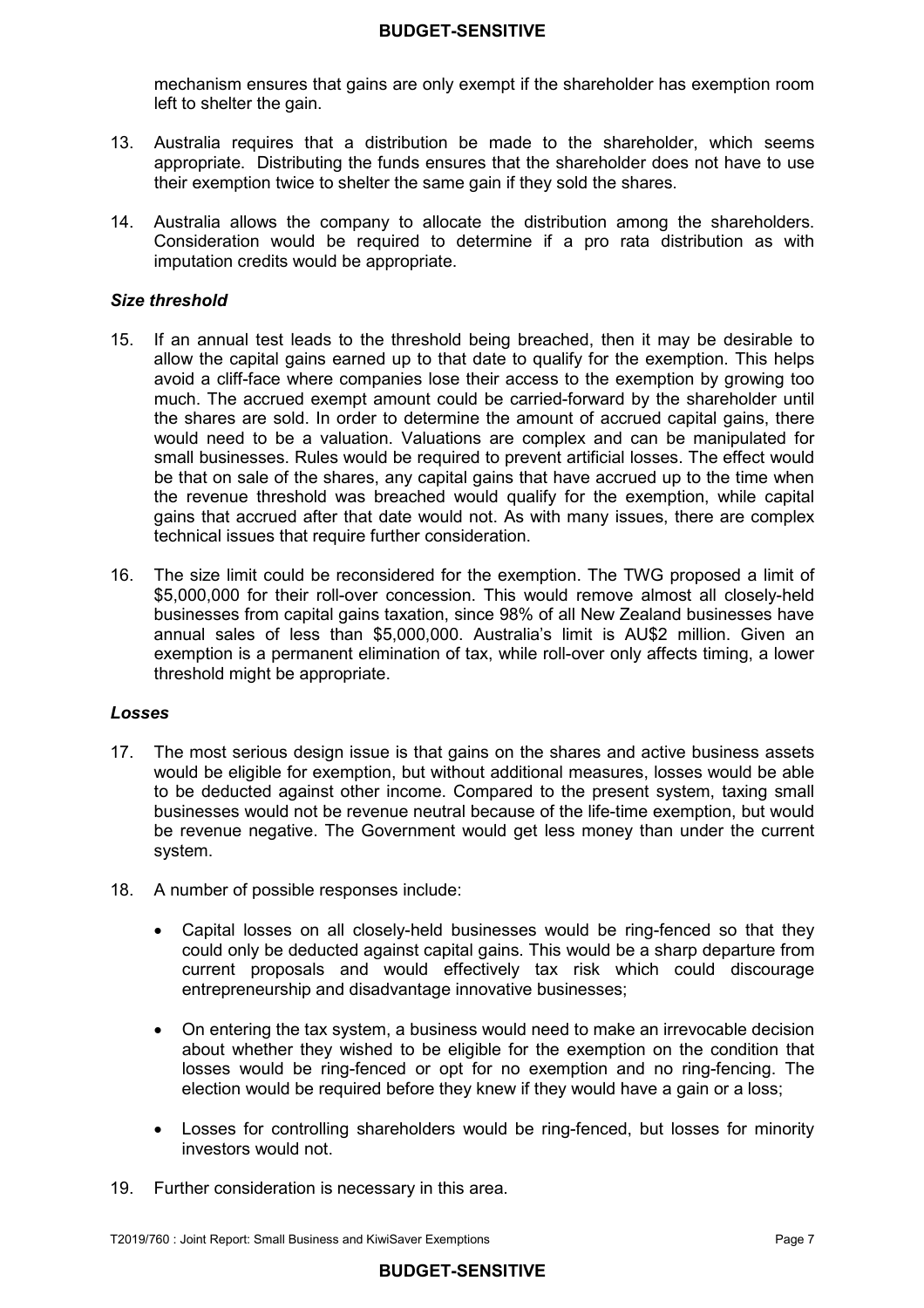mechanism ensures that gains are only exempt if the shareholder has exemption room left to shelter the gain.

13. Australia requires that a distribution be made to the shareholder, which seems appropriate. Distributing the funds ensures that the shareholder does not have to use their exemption twice to shelter the same gain if they sold the shares.

14. Australia allows the company to allocate the distribution among the shareholders. Consideration would be required to determine if a pro rata distribution as with imputation credits would be appropriate.

### *Size threshold*

15. If an annual test leads to the threshold being breached, then it may be desirable to allow the capital gains earned up to that date to qualify for the exemption. This helps avoid a cliff-face where companies lose their access to the exemption by growing too much. The accrued exempt amount could be carried-forward by the shareholder until the shares are sold. In order to determine the amount of accrued capital gains, there would need to be a valuation. Valuations are complex and can be manipulated for small businesses. Rules would be required to prevent artificial losses. The effect would be that on sale of the shares, any capital gains that have accrued up to the time when the revenue threshold was breached would qualify for the exemption, while capital gains that accrued after that date would not. As with many issues, there are complex technical issues that require further consideration.

16. The size limit could be reconsidered for the exemption. The TWG proposed a limit of $5,000,000 for their roll-over concession. This would remove almost all closely-held businesses from capital gains taxation, since 98% of all New Zealand businesses have annual sales of less than $5,000,000. Australia's limit is AU$2 million. Given an exemption is a permanent elimination of tax, while roll-over only affects timing, a lower threshold might be appropriate.

### *Losses*

17. The most serious design issue is that gains on the shares and active business assets would be eligible for exemption, but without additional measures, losses would be able to be deducted against other income. Compared to the present system, taxing small businesses would not be revenue neutral because of the life-time exemption, but would be revenue negative. The Government would get less money than under the current system.

18. A number of possible responses include:

    - Capital losses on all closely-held businesses would be ring-fenced so that they could only be deducted against capital gains. This would be a sharp departure from current proposals and would effectively tax risk which could discourage entrepreneurship and disadvantage innovative businesses;

    - On entering the tax system, a business would need to make an irrevocable decision about whether they wished to be eligible for the exemption on the condition that losses would be ring-fenced or opt for no exemption and no ring-fencing. The election would be required before they knew if they would have a gain or a loss;

    - Losses for controlling shareholders would be ring-fenced, but losses for minority investors would not.

19. Further consideration is necessary in this area.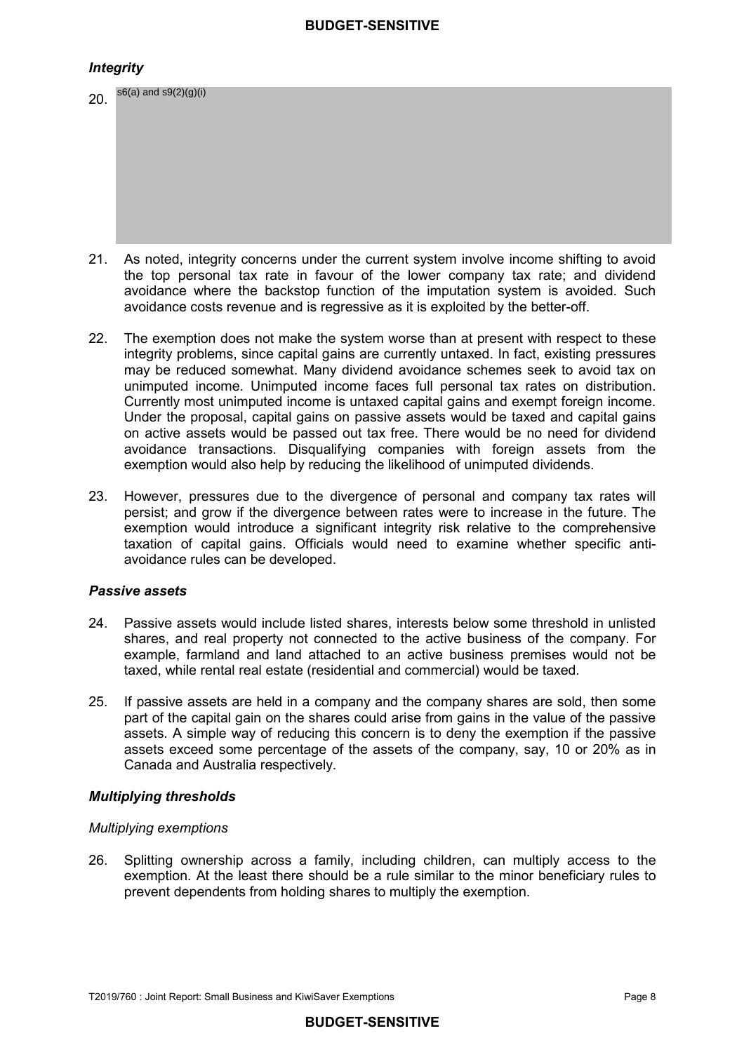*Integrity*

20. s6(a) and s9(2)(g)(i)

21. As noted, integrity concerns under the current system involve income shifting to avoid the top personal tax rate in favour of the lower company tax rate; and dividend avoidance where the backstop function of the imputation system is avoided. Such avoidance costs revenue and is regressive as it is exploited by the better-off.

22. The exemption does not make the system worse than at present with respect to these integrity problems, since capital gains are currently untaxed. In fact, existing pressures may be reduced somewhat. Many dividend avoidance schemes seek to avoid tax on unimputed income. Unimputed income faces full personal tax rates on distribution. Currently most unimputed income is untaxed capital gains and exempt foreign income. Under the proposal, capital gains on passive assets would be taxed and capital gains on active assets would be passed out tax free. There would be no need for dividend avoidance transactions. Disqualifying companies with foreign assets from the exemption would also help by reducing the likelihood of unimputed dividends.

23. However, pressures due to the divergence of personal and company tax rates will persist; and grow if the divergence between rates were to increase in the future. The exemption would introduce a significant integrity risk relative to the comprehensive taxation of capital gains. Officials would need to examine whether specific anti-avoidance rules can be developed.

*Passive assets*

24. Passive assets would include listed shares, interests below some threshold in unlisted shares, and real property not connected to the active business of the company. For example, farmland and land attached to an active business premises would not be taxed, while rental real estate (residential and commercial) would be taxed.

25. If passive assets are held in a company and the company shares are sold, then some part of the capital gain on the shares could arise from gains in the value of the passive assets. A simple way of reducing this concern is to deny the exemption if the passive assets exceed some percentage of the assets of the company, say, 10 or 20% as in Canada and Australia respectively.

*Multiplying thresholds*

*Multiplying exemptions*

26. Splitting ownership across a family, including children, can multiply access to the exemption. At the least there should be a rule similar to the minor beneficiary rules to prevent dependents from holding shares to multiply the exemption.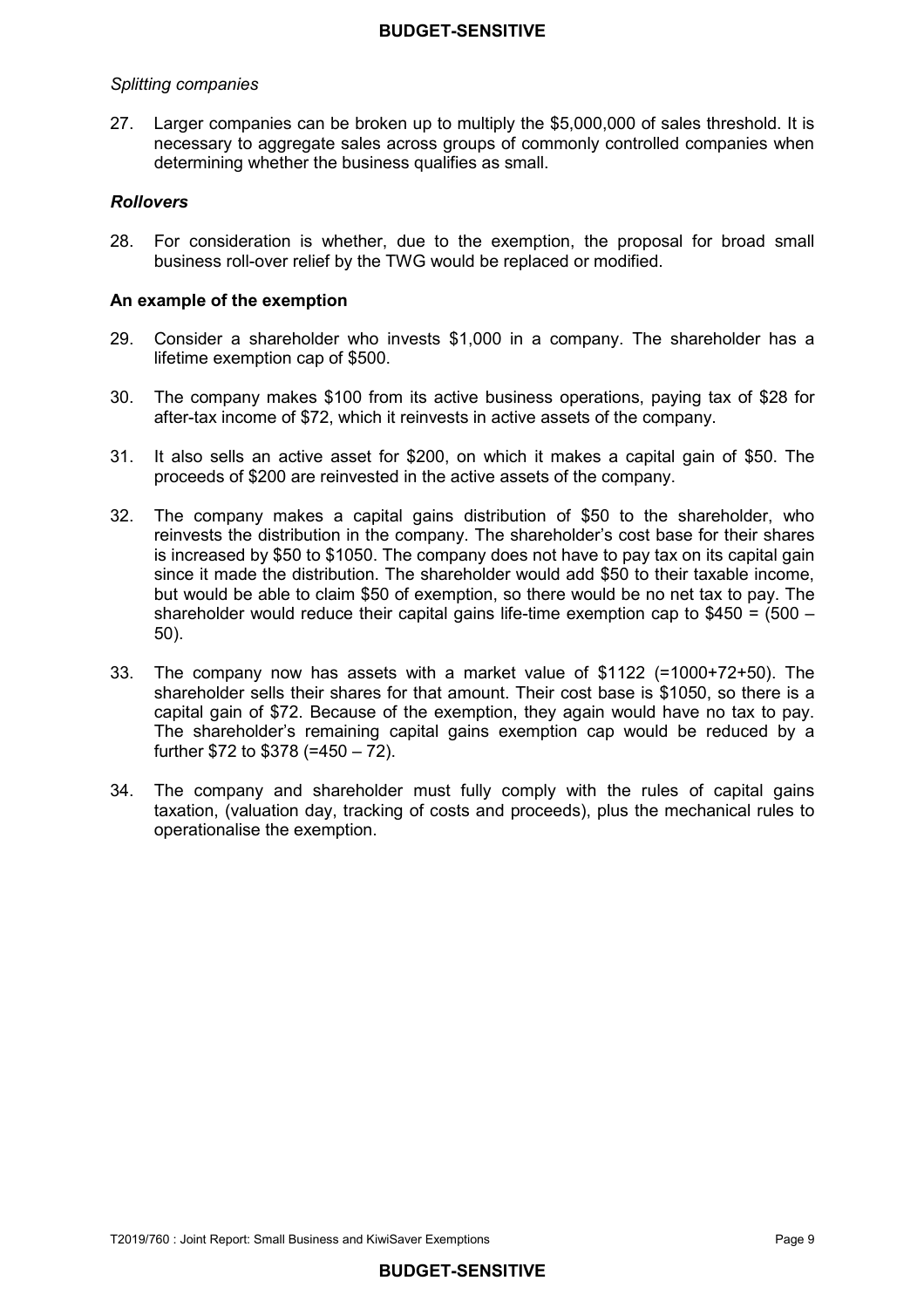*Splitting companies*

27. Larger companies can be broken up to multiply the $5,000,000 of sales threshold. It is necessary to aggregate sales across groups of commonly controlled companies when determining whether the business qualifies as small.

***Rollovers***

28. For consideration is whether, due to the exemption, the proposal for broad small business roll-over relief by the TWG would be replaced or modified.

**An example of the exemption**

29. Consider a shareholder who invests $1,000 in a company. The shareholder has a lifetime exemption cap of $500.

30. The company makes $100 from its active business operations, paying tax of $28 for after-tax income of $72, which it reinvests in active assets of the company.

31. It also sells an active asset for $200, on which it makes a capital gain of $50. The proceeds of $200 are reinvested in the active assets of the company.

32. The company makes a capital gains distribution of $50 to the shareholder, who reinvests the distribution in the company. The shareholder's cost base for their shares is increased by $50 to $1050. The company does not have to pay tax on its capital gain since it made the distribution. The shareholder would add $50 to their taxable income, but would be able to claim $50 of exemption, so there would be no net tax to pay. The shareholder would reduce their capital gains life-time exemption cap to $450 = (500 – 50).

33. The company now has assets with a market value of $1122 (=1000+72+50). The shareholder sells their shares for that amount. Their cost base is $1050, so there is a capital gain of $72. Because of the exemption, they again would have no tax to pay. The shareholder's remaining capital gains exemption cap would be reduced by a further $72 to $378 (=450 – 72).

34. The company and shareholder must fully comply with the rules of capital gains taxation, (valuation day, tracking of costs and proceeds), plus the mechanical rules to operationalise the exemption.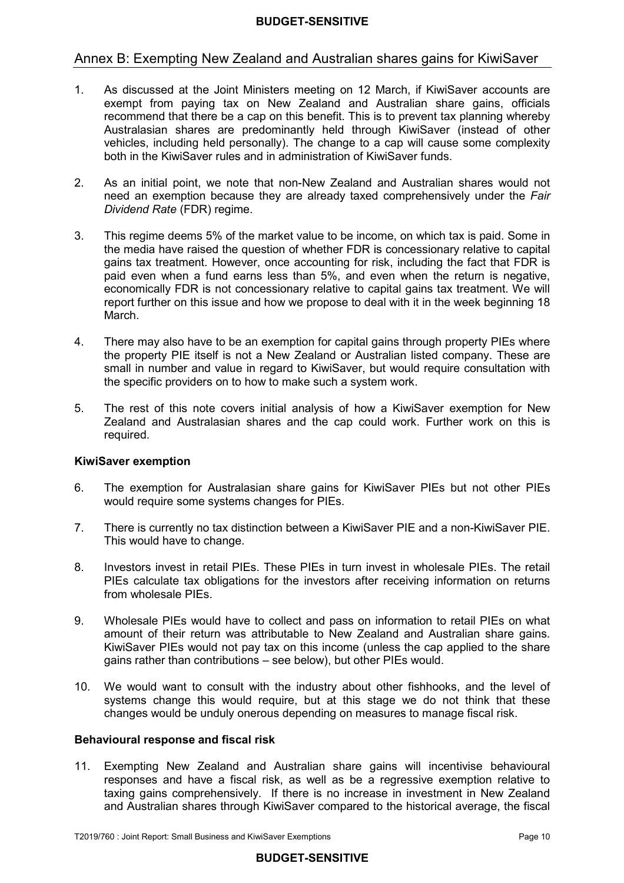## Annex B: Exempting New Zealand and Australian shares gains for KiwiSaver

1. As discussed at the Joint Ministers meeting on 12 March, if KiwiSaver accounts are exempt from paying tax on New Zealand and Australian share gains, officials recommend that there be a cap on this benefit. This is to prevent tax planning whereby Australasian shares are predominantly held through KiwiSaver (instead of other vehicles, including held personally). The change to a cap will cause some complexity both in the KiwiSaver rules and in administration of KiwiSaver funds.

2. As an initial point, we note that non-New Zealand and Australian shares would not need an exemption because they are already taxed comprehensively under the *Fair Dividend Rate* (FDR) regime.

3. This regime deems 5% of the market value to be income, on which tax is paid. Some in the media have raised the question of whether FDR is concessionary relative to capital gains tax treatment. However, once accounting for risk, including the fact that FDR is paid even when a fund earns less than 5%, and even when the return is negative, economically FDR is not concessionary relative to capital gains tax treatment. We will report further on this issue and how we propose to deal with it in the week beginning 18 March.

4. There may also have to be an exemption for capital gains through property PIEs where the property PIE itself is not a New Zealand or Australian listed company. These are small in number and value in regard to KiwiSaver, but would require consultation with the specific providers on to how to make such a system work.

5. The rest of this note covers initial analysis of how a KiwiSaver exemption for New Zealand and Australasian shares and the cap could work. Further work on this is required.

**KiwiSaver exemption**

6. The exemption for Australasian share gains for KiwiSaver PIEs but not other PIEs would require some systems changes for PIEs.

7. There is currently no tax distinction between a KiwiSaver PIE and a non-KiwiSaver PIE. This would have to change.

8. Investors invest in retail PIEs. These PIEs in turn invest in wholesale PIEs. The retail PIEs calculate tax obligations for the investors after receiving information on returns from wholesale PIEs.

9. Wholesale PIEs would have to collect and pass on information to retail PIEs on what amount of their return was attributable to New Zealand and Australian share gains. KiwiSaver PIEs would not pay tax on this income (unless the cap applied to the share gains rather than contributions – see below), but other PIEs would.

10. We would want to consult with the industry about other fishhooks, and the level of systems change this would require, but at this stage we do not think that these changes would be unduly onerous depending on measures to manage fiscal risk.

**Behavioural response and fiscal risk**

11. Exempting New Zealand and Australian share gains will incentivise behavioural responses and have a fiscal risk, as well as be a regressive exemption relative to taxing gains comprehensively. If there is no increase in investment in New Zealand and Australian shares through KiwiSaver compared to the historical average, the fiscal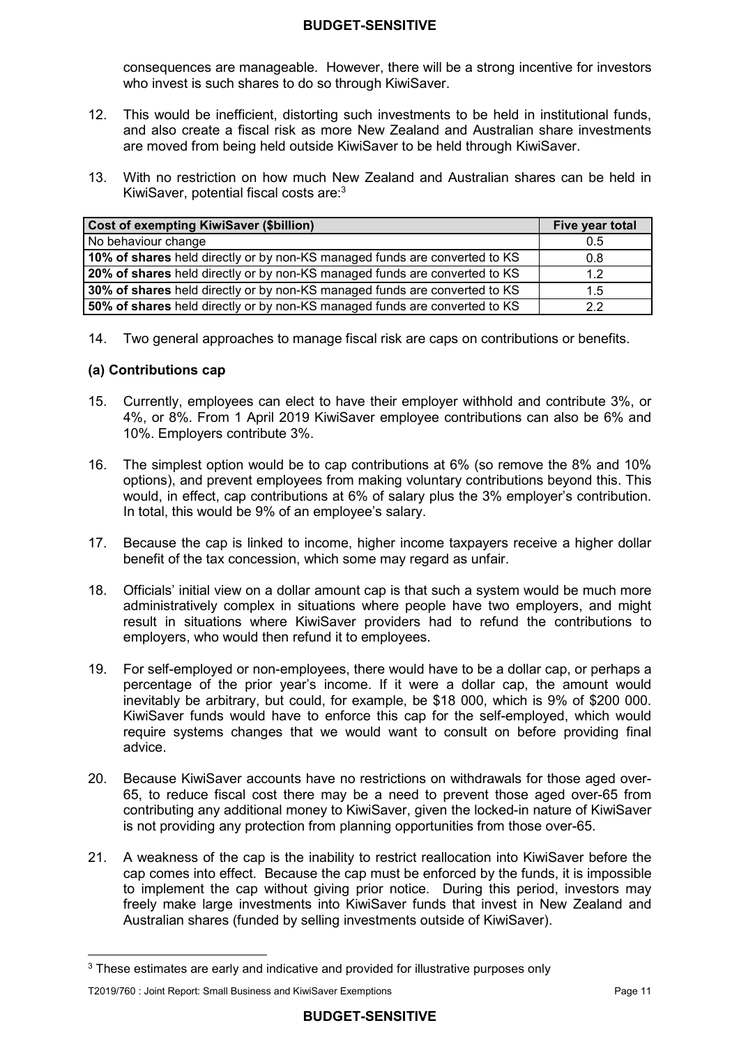consequences are manageable. However, there will be a strong incentive for investors who invest is such shares to do so through KiwiSaver.

12. This would be inefficient, distorting such investments to be held in institutional funds, and also create a fiscal risk as more New Zealand and Australian share investments are moved from being held outside KiwiSaver to be held through KiwiSaver.

13. With no restriction on how much New Zealand and Australian shares can be held in KiwiSaver, potential fiscal costs are:[3]

| **Cost of exempting KiwiSaver ($billion)** | **Five year total** |
|---|---|
| No behaviour change | 0.5 |
| **10% of shares** held directly or by non-KS managed funds are converted to KS | 0.8 |
| **20% of shares** held directly or by non-KS managed funds are converted to KS | 1.2 |
| **30% of shares** held directly or by non-KS managed funds are converted to KS | 1.5 |
| **50% of shares** held directly or by non-KS managed funds are converted to KS | 2.2 |

14. Two general approaches to manage fiscal risk are caps on contributions or benefits.

### (a) Contributions cap

15. Currently, employees can elect to have their employer withhold and contribute 3%, or 4%, or 8%. From 1 April 2019 KiwiSaver employee contributions can also be 6% and 10%. Employers contribute 3%.

16. The simplest option would be to cap contributions at 6% (so remove the 8% and 10% options), and prevent employees from making voluntary contributions beyond this. This would, in effect, cap contributions at 6% of salary plus the 3% employer's contribution. In total, this would be 9% of an employee's salary.

17. Because the cap is linked to income, higher income taxpayers receive a higher dollar benefit of the tax concession, which some may regard as unfair.

18. Officials' initial view on a dollar amount cap is that such a system would be much more administratively complex in situations where people have two employers, and might result in situations where KiwiSaver providers had to refund the contributions to employers, who would then refund it to employees.

19. For self-employed or non-employees, there would have to be a dollar cap, or perhaps a percentage of the prior year's income. If it were a dollar cap, the amount would inevitably be arbitrary, but could, for example, be $18 000, which is 9% of $200 000. KiwiSaver funds would have to enforce this cap for the self-employed, which would require systems changes that we would want to consult on before providing final advice.

20. Because KiwiSaver accounts have no restrictions on withdrawals for those aged over-65, to reduce fiscal cost there may be a need to prevent those aged over-65 from contributing any additional money to KiwiSaver, given the locked-in nature of KiwiSaver is not providing any protection from planning opportunities from those over-65.

21. A weakness of the cap is the inability to restrict reallocation into KiwiSaver before the cap comes into effect. Because the cap must be enforced by the funds, it is impossible to implement the cap without giving prior notice. During this period, investors may freely make large investments into KiwiSaver funds that invest in New Zealand and Australian shares (funded by selling investments outside of KiwiSaver).

[3] These estimates are early and indicative and provided for illustrative purposes only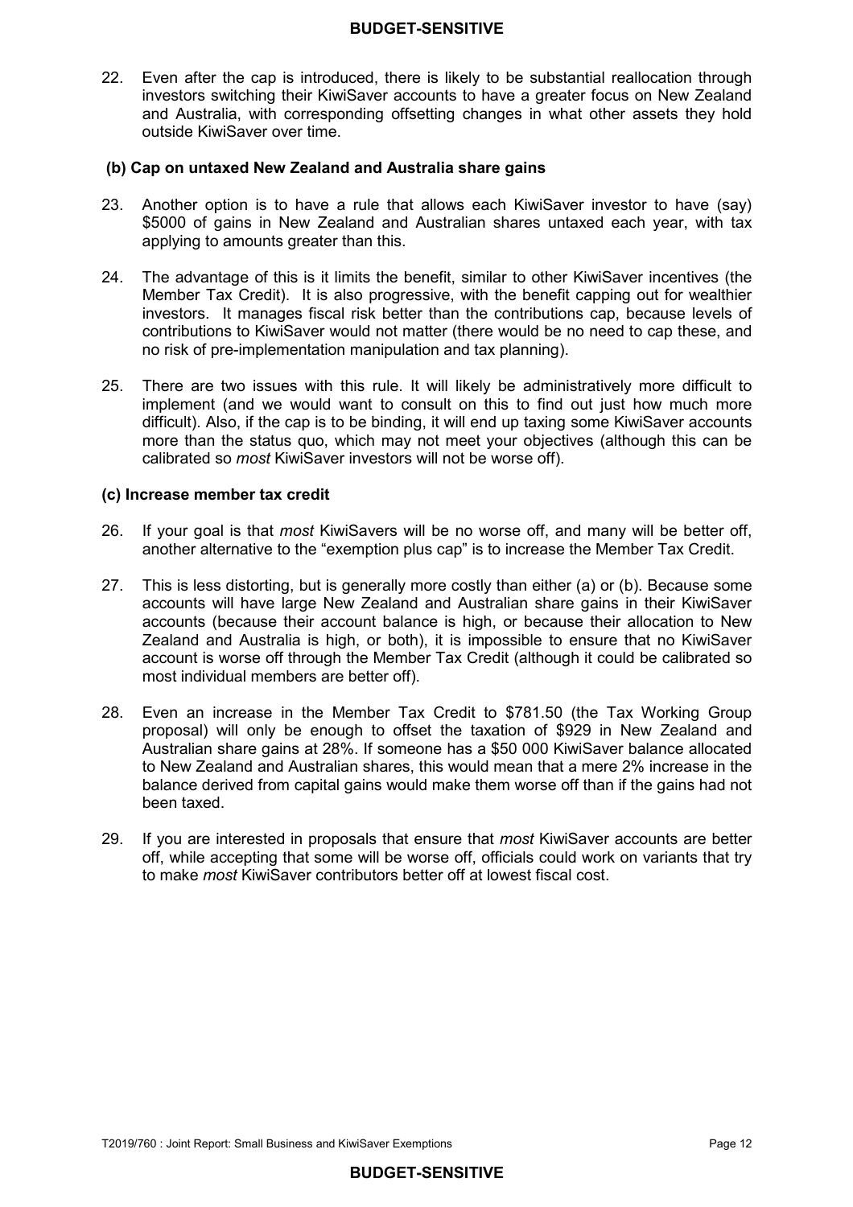22. Even after the cap is introduced, there is likely to be substantial reallocation through investors switching their KiwiSaver accounts to have a greater focus on New Zealand and Australia, with corresponding offsetting changes in what other assets they hold outside KiwiSaver over time.

### (b) Cap on untaxed New Zealand and Australia share gains

23. Another option is to have a rule that allows each KiwiSaver investor to have (say) $5000 of gains in New Zealand and Australian shares untaxed each year, with tax applying to amounts greater than this.

24. The advantage of this is it limits the benefit, similar to other KiwiSaver incentives (the Member Tax Credit). It is also progressive, with the benefit capping out for wealthier investors. It manages fiscal risk better than the contributions cap, because levels of contributions to KiwiSaver would not matter (there would be no need to cap these, and no risk of pre-implementation manipulation and tax planning).

25. There are two issues with this rule. It will likely be administratively more difficult to implement (and we would want to consult on this to find out just how much more difficult). Also, if the cap is to be binding, it will end up taxing some KiwiSaver accounts more than the status quo, which may not meet your objectives (although this can be calibrated so *most* KiwiSaver investors will not be worse off).

### (c) Increase member tax credit

26. If your goal is that *most* KiwiSavers will be no worse off, and many will be better off, another alternative to the "exemption plus cap" is to increase the Member Tax Credit.

27. This is less distorting, but is generally more costly than either (a) or (b). Because some accounts will have large New Zealand and Australian share gains in their KiwiSaver accounts (because their account balance is high, or because their allocation to New Zealand and Australia is high, or both), it is impossible to ensure that no KiwiSaver account is worse off through the Member Tax Credit (although it could be calibrated so most individual members are better off).

28. Even an increase in the Member Tax Credit to $781.50 (the Tax Working Group proposal) will only be enough to offset the taxation of $929 in New Zealand and Australian share gains at 28%. If someone has a $50 000 KiwiSaver balance allocated to New Zealand and Australian shares, this would mean that a mere 2% increase in the balance derived from capital gains would make them worse off than if the gains had not been taxed.

29. If you are interested in proposals that ensure that *most* KiwiSaver accounts are better off, while accepting that some will be worse off, officials could work on variants that try to make *most* KiwiSaver contributors better off at lowest fiscal cost.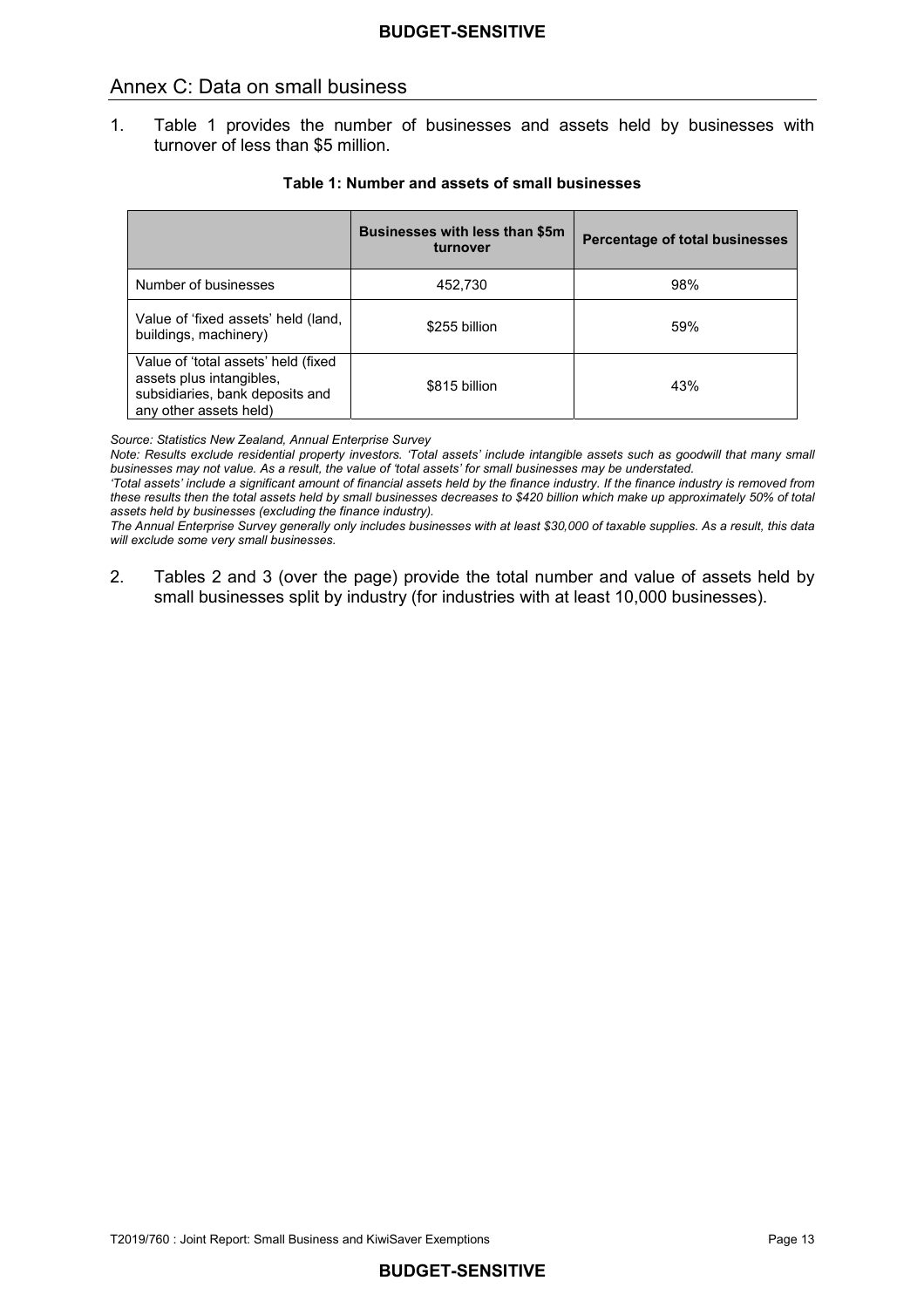## Annex C: Data on small business

1. Table 1 provides the number of businesses and assets held by businesses with turnover of less than $5 million.

**Table 1: Number and assets of small businesses**

| | Businesses with less than $5m turnover | Percentage of total businesses |
|---|---|---|
| Number of businesses | 452,730 | 98% |
| Value of 'fixed assets' held (land, buildings, machinery) | $255 billion | 59% |
| Value of 'total assets' held (fixed assets plus intangibles, subsidiaries, bank deposits and any other assets held) | $815 billion | 43% |

*Source: Statistics New Zealand, Annual Enterprise Survey*

*Note: Results exclude residential property investors. 'Total assets' include intangible assets such as goodwill that many small businesses may not value. As a result, the value of 'total assets' for small businesses may be understated.*

*'Total assets' include a significant amount of financial assets held by the finance industry. If the finance industry is removed from these results then the total assets held by small businesses decreases to $420 billion which make up approximately 50% of total assets held by businesses (excluding the finance industry).*

*The Annual Enterprise Survey generally only includes businesses with at least $30,000 of taxable supplies. As a result, this data will exclude some very small businesses.*

2. Tables 2 and 3 (over the page) provide the total number and value of assets held by small businesses split by industry (for industries with at least 10,000 businesses).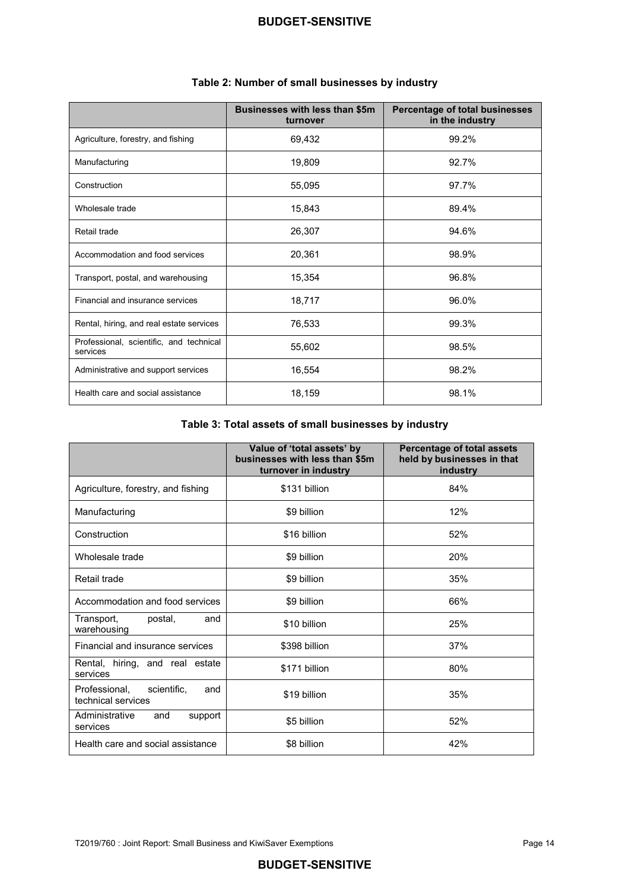**Table 2: Number of small businesses by industry**

| | Businesses with less than $5m turnover | Percentage of total businesses in the industry |
|---|---|---|
| Agriculture, forestry, and fishing | 69,432 | 99.2% |
| Manufacturing | 19,809 | 92.7% |
| Construction | 55,095 | 97.7% |
| Wholesale trade | 15,843 | 89.4% |
| Retail trade | 26,307 | 94.6% |
| Accommodation and food services | 20,361 | 98.9% |
| Transport, postal, and warehousing | 15,354 | 96.8% |
| Financial and insurance services | 18,717 | 96.0% |
| Rental, hiring, and real estate services | 76,533 | 99.3% |
| Professional, scientific, and technical services | 55,602 | 98.5% |
| Administrative and support services | 16,554 | 98.2% |
| Health care and social assistance | 18,159 | 98.1% |

**Table 3: Total assets of small businesses by industry**

| | Value of 'total assets' by businesses with less than $5m turnover in industry | Percentage of total assets held by businesses in that industry |
|---|---|---|
| Agriculture, forestry, and fishing | $131 billion | 84% |
| Manufacturing | $9 billion | 12% |
| Construction | $16 billion | 52% |
| Wholesale trade | $9 billion | 20% |
| Retail trade | $9 billion | 35% |
| Accommodation and food services | $9 billion | 66% |
| Transport, postal, and warehousing | $10 billion | 25% |
| Financial and insurance services | $398 billion | 37% |
| Rental, hiring, and real estate services | $171 billion | 80% |
| Professional, scientific, and technical services | $19 billion | 35% |
| Administrative and support services | $5 billion | 52% |
| Health care and social assistance | $8 billion | 42% |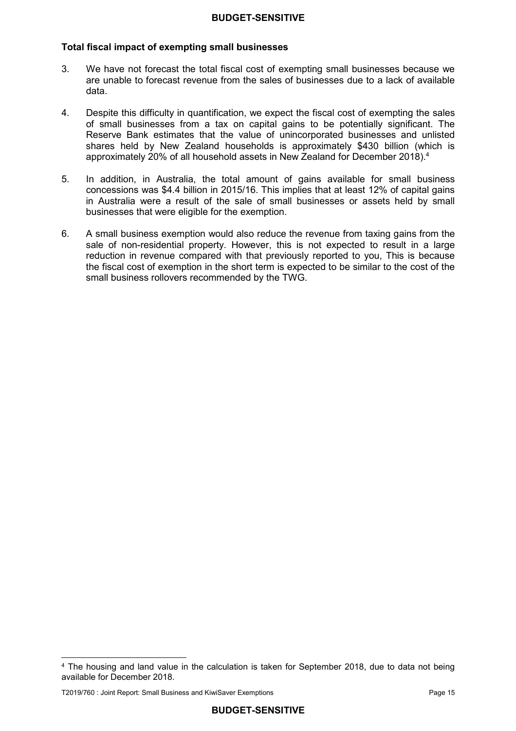### Total fiscal impact of exempting small businesses

3. We have not forecast the total fiscal cost of exempting small businesses because we are unable to forecast revenue from the sales of businesses due to a lack of available data.

4. Despite this difficulty in quantification, we expect the fiscal cost of exempting the sales of small businesses from a tax on capital gains to be potentially significant. The Reserve Bank estimates that the value of unincorporated businesses and unlisted shares held by New Zealand households is approximately $430 billion (which is approximately 20% of all household assets in New Zealand for December 2018).[4]

5. In addition, in Australia, the total amount of gains available for small business concessions was $4.4 billion in 2015/16. This implies that at least 12% of capital gains in Australia were a result of the sale of small businesses or assets held by small businesses that were eligible for the exemption.

6. A small business exemption would also reduce the revenue from taxing gains from the sale of non-residential property. However, this is not expected to result in a large reduction in revenue compared with that previously reported to you, This is because the fiscal cost of exemption in the short term is expected to be similar to the cost of the small business rollovers recommended by the TWG.

---

[4] The housing and land value in the calculation is taken for September 2018, due to data not being available for December 2018.